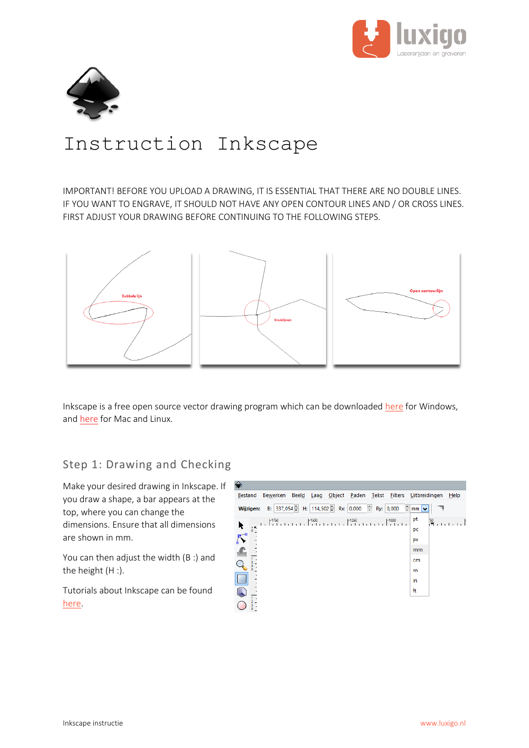# Instruction Inkscape

IMPORTANT! BEFORE YOU UPLOAD A DRAWING, IT IS ESSENTIAL THAT THERE ARE NO DOUBLE LINES. IF YOU WANT TO ENGRAVE, IT SHOULD NOT HAVE ANY OPEN CONTOUR LINES AND / OR CROSS LINES. FIRST ADJUST YOUR DRAWING BEFORE CONTINUING TO THE FOLLOWING STEPS.

Inkscape is a free open source vector drawing program which can be downloaded here for Windows, and here for Mac and Linux.

## Step 1: Drawing and Checking

Make your desired drawing in Inkscape. If you draw a shape, a bar appears at the top, where you can change the dimensions. Ensure that all dimensions are shown in mm.

You can then adjust the width (B :) and the height (H :).

Tutorials about Inkscape can be found here.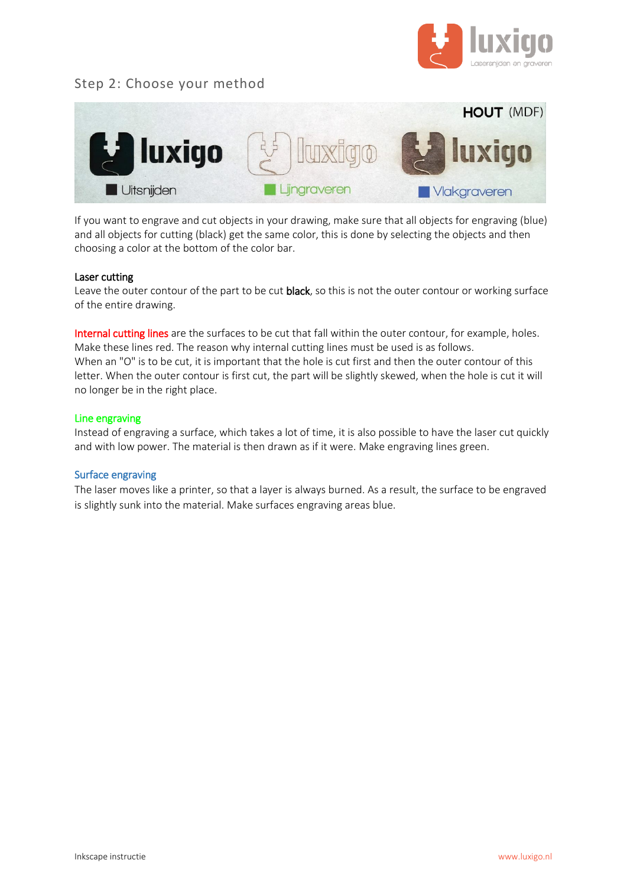## Step 2: Choose your method

HOUT (MDF)

Uitsnijden — Lijngraveren — Vlakgraveren

If you want to engrave and cut objects in your drawing, make sure that all objects for engraving (blue) and all objects for cutting (black) get the same color, this is done by selecting the objects and then choosing a color at the bottom of the color bar.

**Laser cutting**

Leave the outer contour of the part to be cut **black**, so this is not the outer contour or working surface of the entire drawing.

**Internal cutting lines** are the surfaces to be cut that fall within the outer contour, for example, holes. Make these lines red. The reason why internal cutting lines must be used is as follows.
When an "O" is to be cut, it is important that the hole is cut first and then the outer contour of this letter. When the outer contour is first cut, the part will be slightly skewed, when the hole is cut it will no longer be in the right place.

**Line engraving**

Instead of engraving a surface, which takes a lot of time, it is also possible to have the laser cut quickly and with low power. The material is then drawn as if it were. Make engraving lines green.

**Surface engraving**

The laser moves like a printer, so that a layer is always burned. As a result, the surface to be engraved is slightly sunk into the material. Make surfaces engraving areas blue.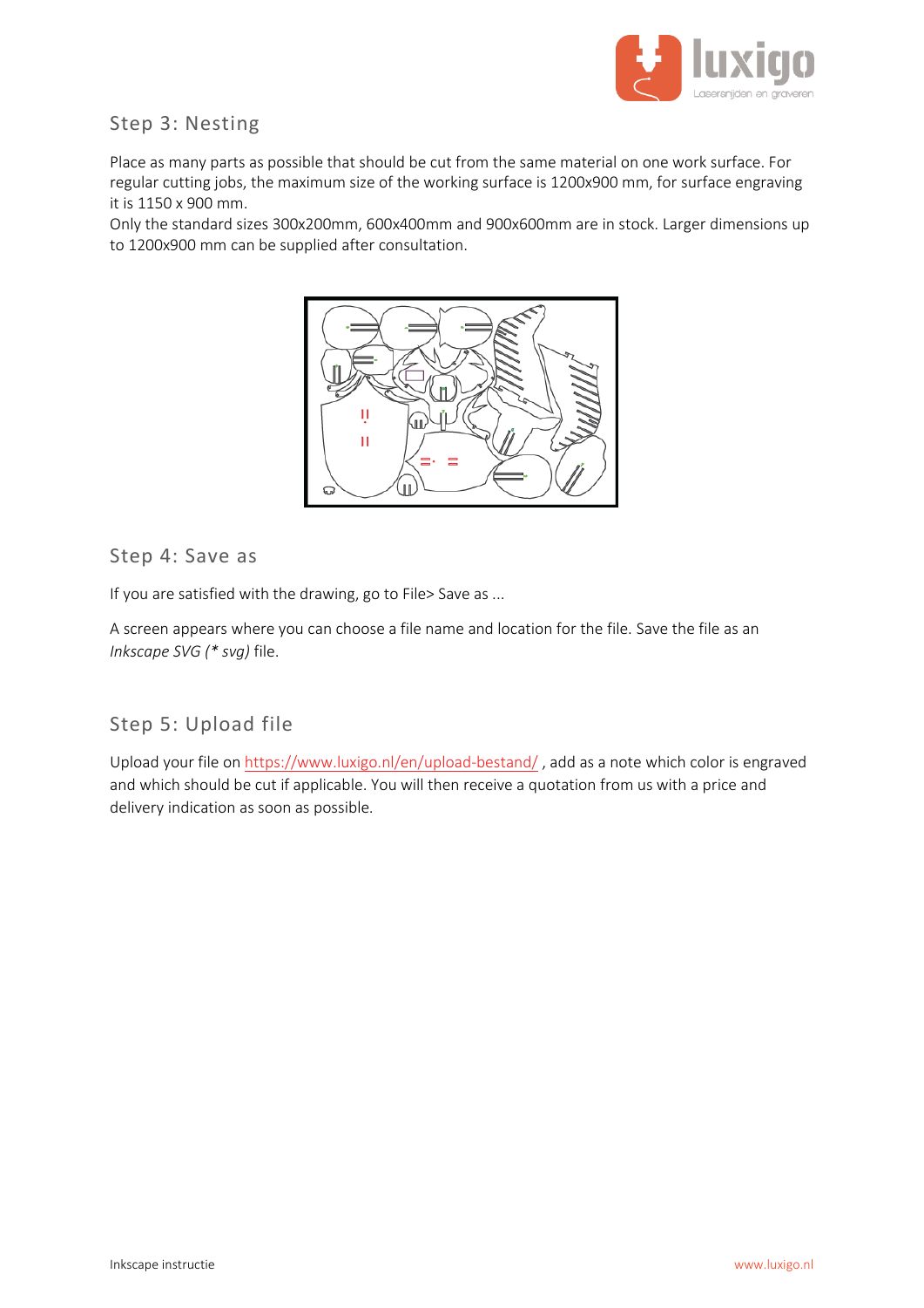## Step 3: Nesting

Place as many parts as possible that should be cut from the same material on one work surface. For regular cutting jobs, the maximum size of the working surface is 1200x900 mm, for surface engraving it is 1150 x 900 mm.

Only the standard sizes 300x200mm, 600x400mm and 900x600mm are in stock. Larger dimensions up to 1200x900 mm can be supplied after consultation.

## Step 4: Save as

If you are satisfied with the drawing, go to File> Save as ...

A screen appears where you can choose a file name and location for the file. Save the file as an *Inkscape SVG (* svg)* file.

## Step 5: Upload file

Upload your file on https://www.luxigo.nl/en/upload-bestand/ , add as a note which color is engraved and which should be cut if applicable. You will then receive a quotation from us with a price and delivery indication as soon as possible.